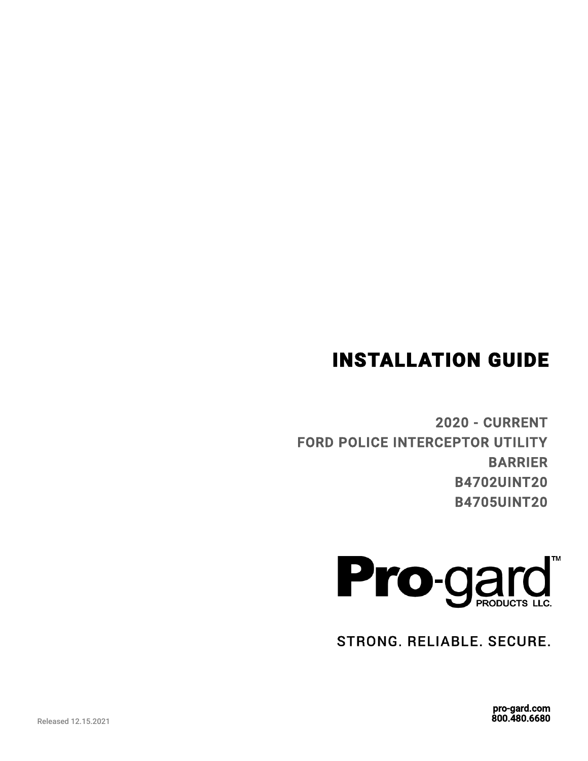# INSTALLATION GUIDE

## 2020 - CURRENT
## FORD POLICE INTERCEPTOR UTILITY
## BARRIER
## B4702UINT20
## B4705UINT20

Pro-gard™ PRODUCTS LLC.

STRONG. RELIABLE. SECURE.

pro-gard.com
800.480.6680

Released 12.15.2021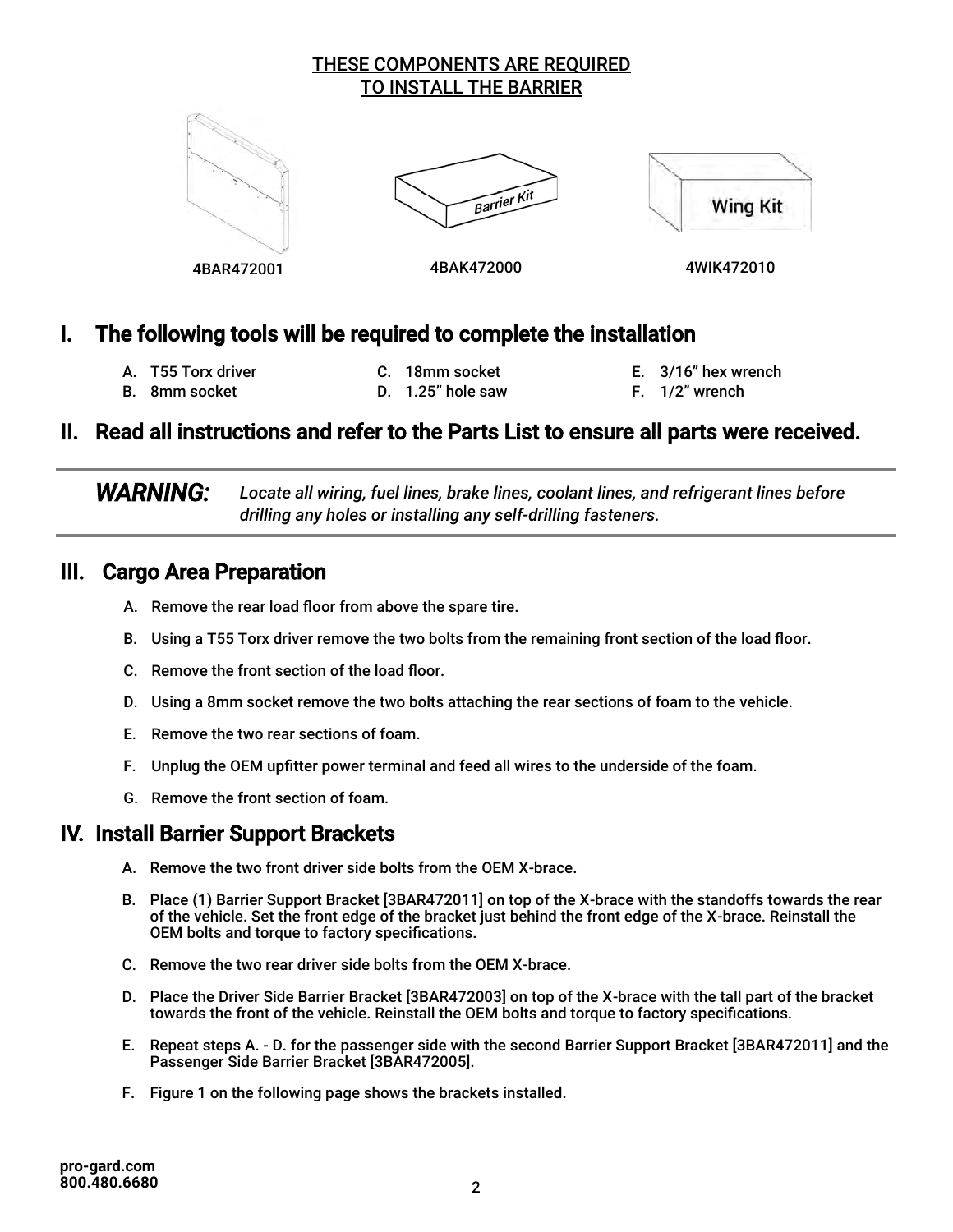THESE COMPONENTS ARE REQUIRED
TO INSTALL THE BARRIER

4BAR472001 | 4BAK472000 | 4WIK472010

## I. The following tools will be required to complete the installation

A. T55 Torx driver
B. 8mm socket
C. 18mm socket
D. 1.25" hole saw
E. 3/16" hex wrench
F. 1/2" wrench

## II. Read all instructions and refer to the Parts List to ensure all parts were received.

***WARNING:*** *Locate all wiring, fuel lines, brake lines, coolant lines, and refrigerant lines before drilling any holes or installing any self-drilling fasteners.*

## III. Cargo Area Preparation

A. Remove the rear load floor from above the spare tire.

B. Using a T55 Torx driver remove the two bolts from the remaining front section of the load floor.

C. Remove the front section of the load floor.

D. Using a 8mm socket remove the two bolts attaching the rear sections of foam to the vehicle.

E. Remove the two rear sections of foam.

F. Unplug the OEM upfitter power terminal and feed all wires to the underside of the foam.

G. Remove the front section of foam.

## IV. Install Barrier Support Brackets

A. Remove the two front driver side bolts from the OEM X-brace.

B. Place (1) Barrier Support Bracket [3BAR472011] on top of the X-brace with the standoffs towards the rear of the vehicle. Set the front edge of the bracket just behind the front edge of the X-brace. Reinstall the OEM bolts and torque to factory specifications.

C. Remove the two rear driver side bolts from the OEM X-brace.

D. Place the Driver Side Barrier Bracket [3BAR472003] on top of the X-brace with the tall part of the bracket towards the front of the vehicle. Reinstall the OEM bolts and torque to factory specifications.

E. Repeat steps A. - D. for the passenger side with the second Barrier Support Bracket [3BAR472011] and the Passenger Side Barrier Bracket [3BAR472005].

F. Figure 1 on the following page shows the brackets installed.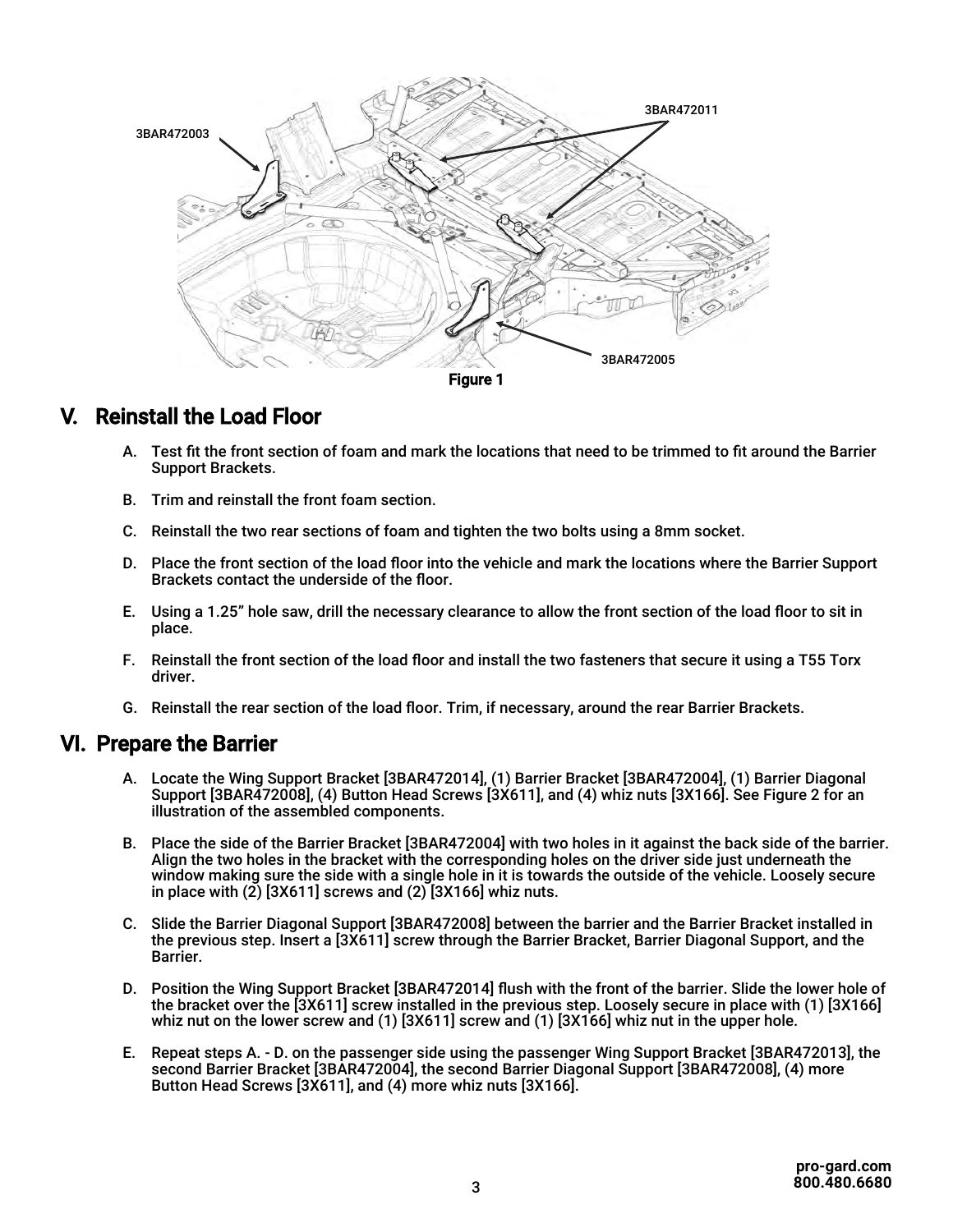3BAR472003

3BAR472011

3BAR472005

Figure 1

## V. Reinstall the Load Floor

A. Test fit the front section of foam and mark the locations that need to be trimmed to fit around the Barrier Support Brackets.

B. Trim and reinstall the front foam section.

C. Reinstall the two rear sections of foam and tighten the two bolts using a 8mm socket.

D. Place the front section of the load floor into the vehicle and mark the locations where the Barrier Support Brackets contact the underside of the floor.

E. Using a 1.25” hole saw, drill the necessary clearance to allow the front section of the load floor to sit in place.

F. Reinstall the front section of the load floor and install the two fasteners that secure it using a T55 Torx driver.

G. Reinstall the rear section of the load floor. Trim, if necessary, around the rear Barrier Brackets.

## VI. Prepare the Barrier

A. Locate the Wing Support Bracket [3BAR472014], (1) Barrier Bracket [3BAR472004], (1) Barrier Diagonal Support [3BAR472008], (4) Button Head Screws [3X611], and (4) whiz nuts [3X166]. See Figure 2 for an illustration of the assembled components.

B. Place the side of the Barrier Bracket [3BAR472004] with two holes in it against the back side of the barrier. Align the two holes in the bracket with the corresponding holes on the driver side just underneath the window making sure the side with a single hole in it is towards the outside of the vehicle. Loosely secure in place with (2) [3X611] screws and (2) [3X166] whiz nuts.

C. Slide the Barrier Diagonal Support [3BAR472008] between the barrier and the Barrier Bracket installed in the previous step. Insert a [3X611] screw through the Barrier Bracket, Barrier Diagonal Support, and the Barrier.

D. Position the Wing Support Bracket [3BAR472014] flush with the front of the barrier. Slide the lower hole of the bracket over the [3X611] screw installed in the previous step. Loosely secure in place with (1) [3X166] whiz nut on the lower screw and (1) [3X611] screw and (1) [3X166] whiz nut in the upper hole.

E. Repeat steps A. - D. on the passenger side using the passenger Wing Support Bracket [3BAR472013], the second Barrier Bracket [3BAR472004], the second Barrier Diagonal Support [3BAR472008], (4) more Button Head Screws [3X611], and (4) more whiz nuts [3X166].

**pro-gard.com**
**800.480.6680**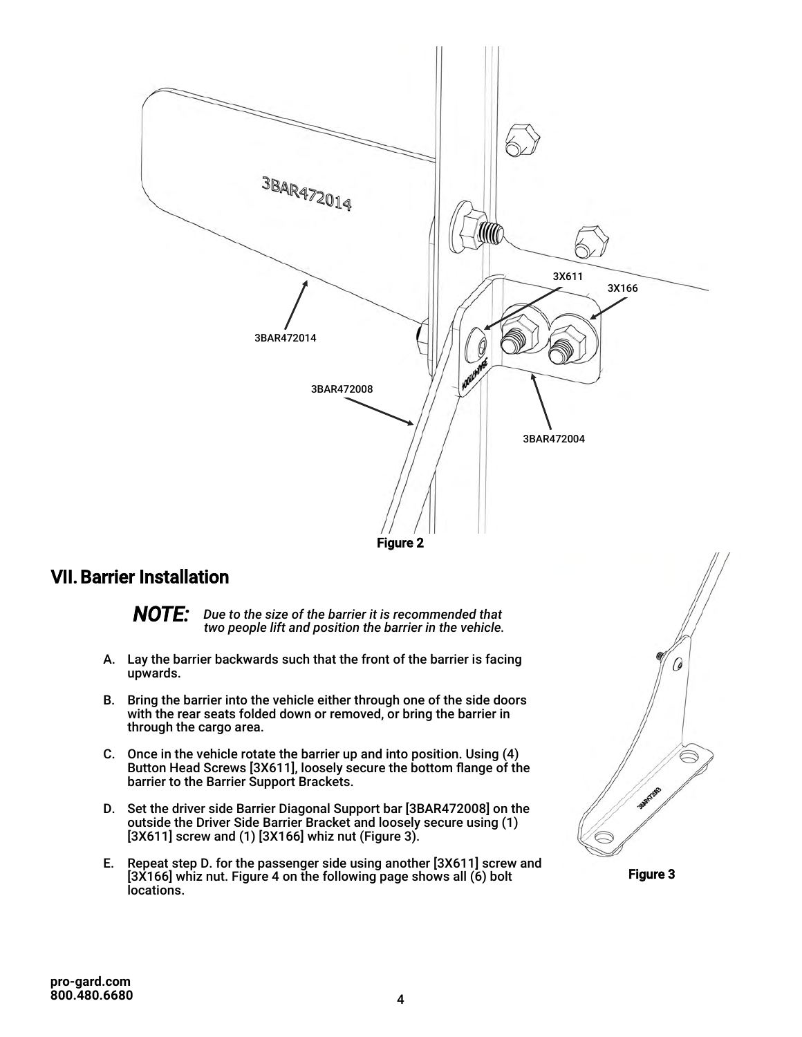Figure 2

## VII. Barrier Installation

***NOTE:*** *Due to the size of the barrier it is recommended that two people lift and position the barrier in the vehicle.*

A. Lay the barrier backwards such that the front of the barrier is facing upwards.

B. Bring the barrier into the vehicle either through one of the side doors with the rear seats folded down or removed, or bring the barrier in through the cargo area.

C. Once in the vehicle rotate the barrier up and into position. Using (4) Button Head Screws [3X611], loosely secure the bottom flange of the barrier to the Barrier Support Brackets.

D. Set the driver side Barrier Diagonal Support bar [3BAR472008] on the outside the Driver Side Barrier Bracket and loosely secure using (1) [3X611] screw and (1) [3X166] whiz nut (Figure 3).

E. Repeat step D. for the passenger side using another [3X611] screw and [3X166] whiz nut. Figure 4 on the following page shows all (6) bolt locations.

Figure 3

**pro-gard.com**
**800.480.6680**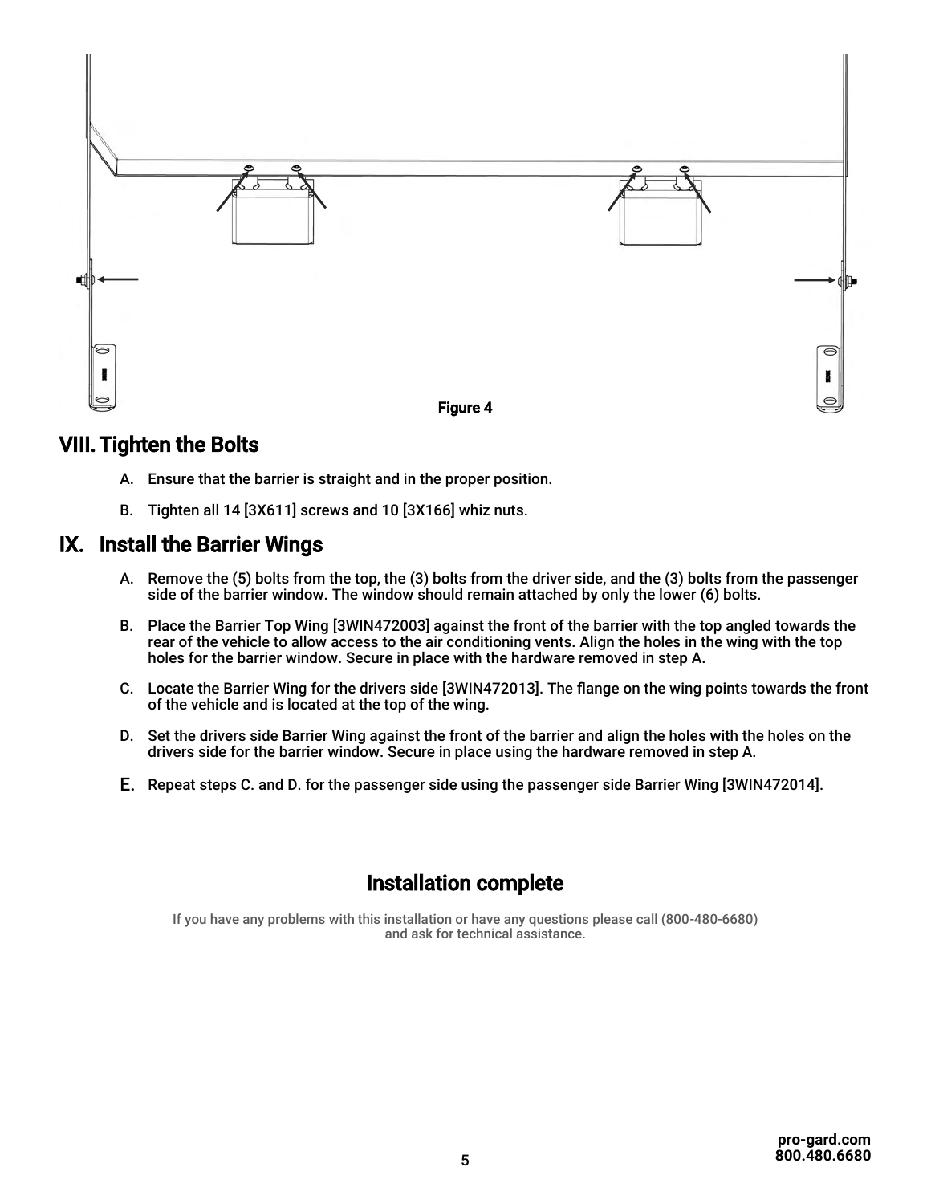Figure 4

## VIII. Tighten the Bolts

A. Ensure that the barrier is straight and in the proper position.

B. Tighten all 14 [3X611] screws and 10 [3X166] whiz nuts.

## IX. Install the Barrier Wings

A. Remove the (5) bolts from the top, the (3) bolts from the driver side, and the (3) bolts from the passenger side of the barrier window. The window should remain attached by only the lower (6) bolts.

B. Place the Barrier Top Wing [3WIN472003] against the front of the barrier with the top angled towards the rear of the vehicle to allow access to the air conditioning vents. Align the holes in the wing with the top holes for the barrier window. Secure in place with the hardware removed in step A.

C. Locate the Barrier Wing for the drivers side [3WIN472013]. The flange on the wing points towards the front of the vehicle and is located at the top of the wing.

D. Set the drivers side Barrier Wing against the front of the barrier and align the holes with the holes on the drivers side for the barrier window. Secure in place using the hardware removed in step A.

E. Repeat steps C. and D. for the passenger side using the passenger side Barrier Wing [3WIN472014].

## Installation complete

If you have any problems with this installation or have any questions please call (800-480-6680) and ask for technical assistance.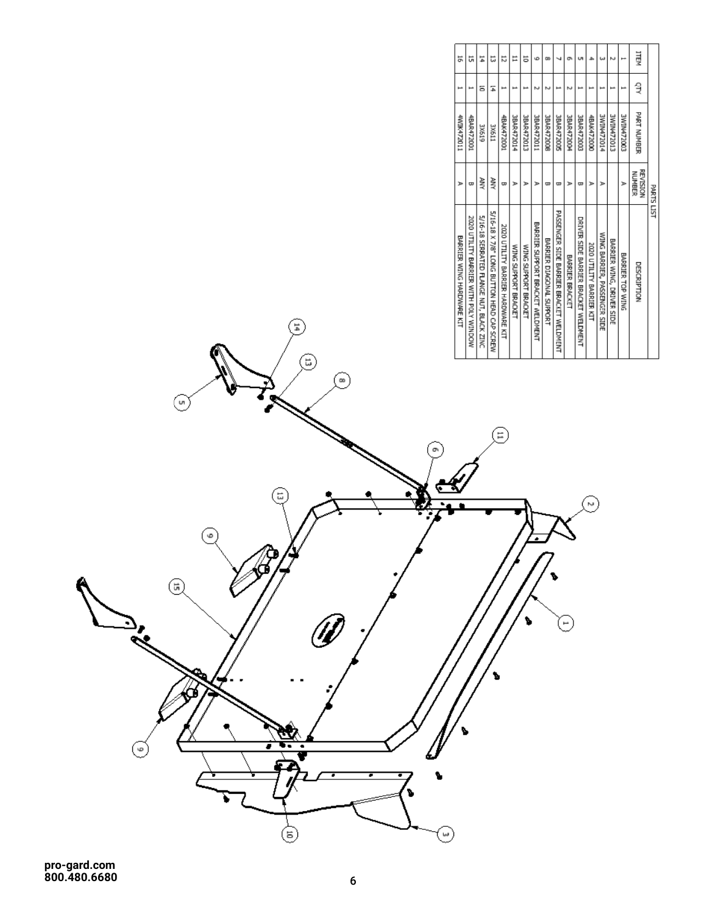## PARTS LIST

| ITEM | QTY | PART NUMBER | REVISION NUMBER | DESCRIPTION |
|---|---|---|---|---|
| 1 | 1 | 3WIN472003 | A | BARRIER TOP WING |
| 2 | 1 | 3WIN472013 | | BARRIER WING, DRIVER SIDE |
| 3 | 1 | 3WIN472014 | A | WING BARRIER, PASSENGER SIDE |
| 4 | 1 | 4BAK472000 | A | 2020 UTILITY BARRIER KIT |
| 5 | 1 | 3BAR472003 | B | DRIVER SIDE BARRIER BRACKET WELDMENT |
| 6 | 2 | 3BAR472004 | A | BARRIER BRACKET |
| 7 | 1 | 3BAR472005 | B | PASSENGER SIDE BARRIER BRACKET WELDMENT |
| 8 | 2 | 3BAR472008 | B | BARRIER DIAGONAL SUPPORT |
| 9 | 2 | 3BAR472011 | A | BARRIER SUPPORT BRACKET WELDMENT |
| 10 | 1 | 3BAR472013 | A | WING SUPPORT BRACKET |
| 11 | 1 | 3BAR472014 | A | WING SUPPORT BRACKET |
| 12 | 1 | 4BAK472001 | B | 2020 UTILITY BARRIER HARDWARE KIT |
| 13 | 14 | 3X611 | ANY | 5/16-18 X 7/8" LONG BUTTON HEAD CAP SCREW |
| 14 | 10 | 3X619 | ANY | 5/16-18 SERRATED FLANGE NUT, BLACK ZINC |
| 15 | 1 | 4BAR472001 | B | 2020 UTILITY BARRIER WITH POLY WINDOW |
| 16 | 1 | 4WIK472011 | A | BARRIER WING HARDWARE KIT |

1
2
3
5
6
8
9
9
10
11
13
13
14
15

**pro-gard.com**
**800.480.6680**